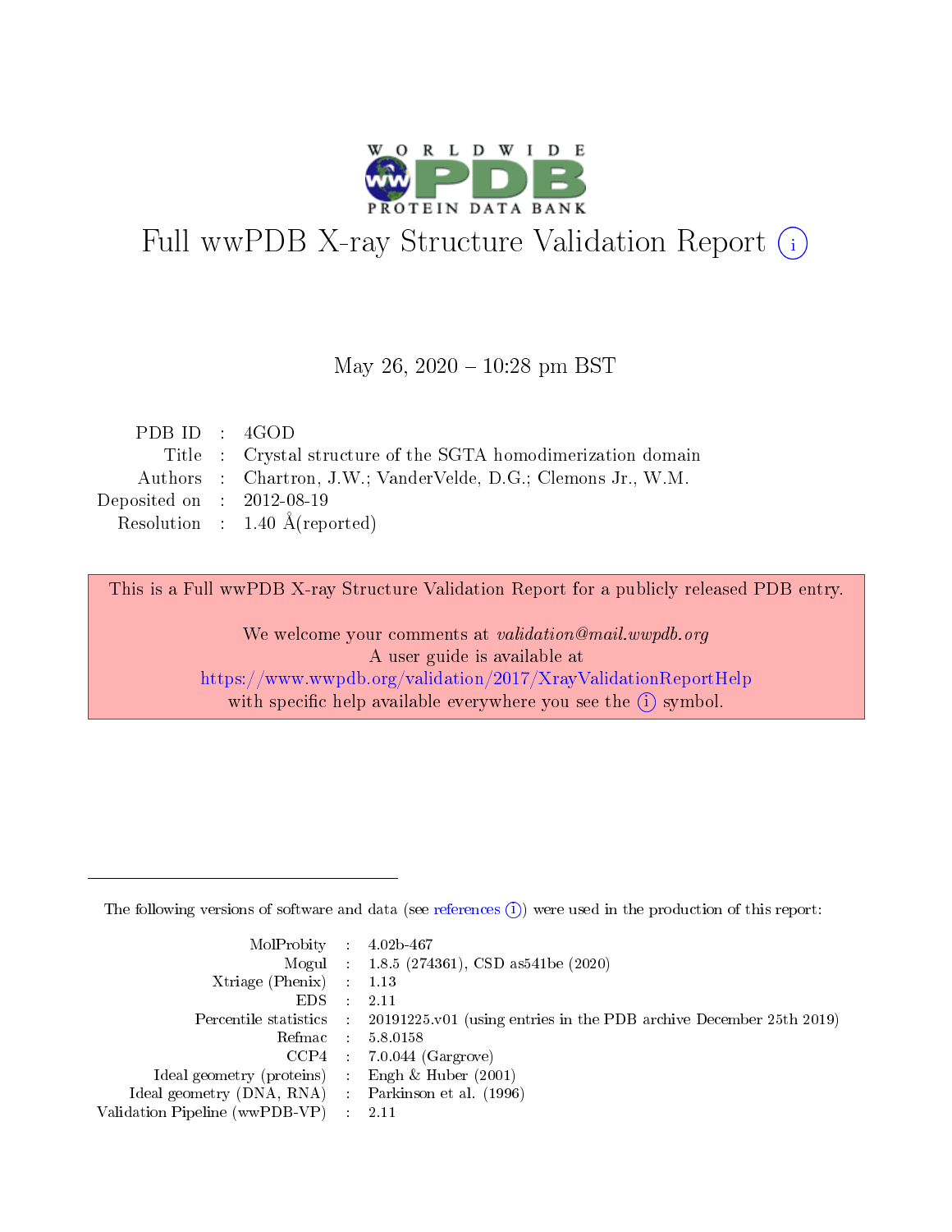# Full wwPDB X-ray Structure Validation Report (i)

May 26, 2020 – 10:28 pm BST

| | | |
|---|---|---|
| PDB ID | : | 4GOD |
| Title | : | Crystal structure of the SGTA homodimerization domain |
| Authors | : | Chartron, J.W.; VanderVelde, D.G.; Clemons Jr., W.M. |
| Deposited on | : | 2012-08-19 |
| Resolution | : | 1.40 Å(reported) |

This is a Full wwPDB X-ray Structure Validation Report for a publicly released PDB entry.

We welcome your comments at *validation@mail.wwpdb.org*
A user guide is available at
https://www.wwpdb.org/validation/2017/XrayValidationReportHelp
with specific help available everywhere you see the (i) symbol.

The following versions of software and data (see references (i)) were used in the production of this report:

| | | |
|---|---|---|
| MolProbity | : | 4.02b-467 |
| Mogul | : | 1.8.5 (274361), CSD as541be (2020) |
| Xtriage (Phenix) | : | 1.13 |
| EDS | : | 2.11 |
| Percentile statistics | : | 20191225.v01 (using entries in the PDB archive December 25th 2019) |
| Refmac | : | 5.8.0158 |
| CCP4 | : | 7.0.044 (Gargrove) |
| Ideal geometry (proteins) | : | Engh & Huber (2001) |
| Ideal geometry (DNA, RNA) | : | Parkinson et al. (1996) |
| Validation Pipeline (wwPDB-VP) | : | 2.11 |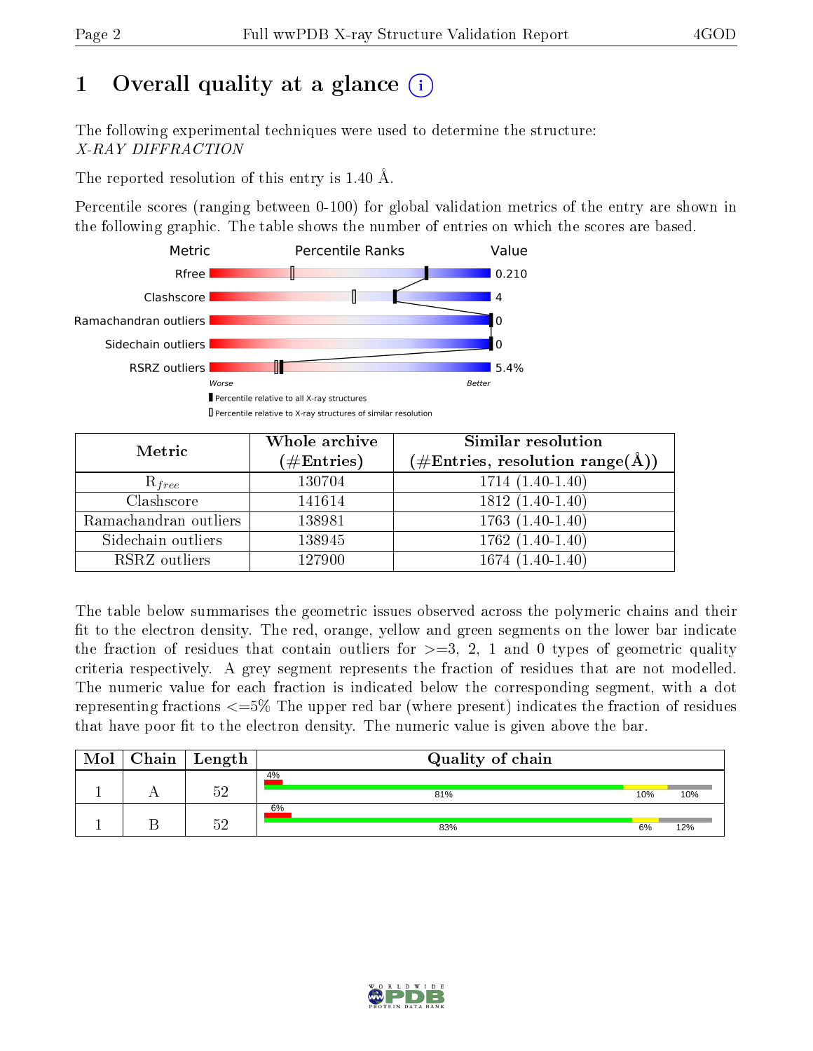# 1 Overall quality at a glance

The following experimental techniques were used to determine the structure:
*X-RAY DIFFRACTION*

The reported resolution of this entry is 1.40 Å.

Percentile scores (ranging between 0-100) for global validation metrics of the entry are shown in the following graphic. The table shows the number of entries on which the scores are based.

| Metric | Value |
|---|---|
| Rfree | 0.210 |
| Clashscore | 4 |
| Ramachandran outliers | 0 |
| Sidechain outliers | 0 |
| RSRZ outliers | 5.4% |

| Metric | Whole archive (#Entries) | Similar resolution (#Entries, resolution range(Å)) |
|---|---|---|
| $R_{free}$ | 130704 | 1714 (1.40-1.40) |
| Clashscore | 141614 | 1812 (1.40-1.40) |
| Ramachandran outliers | 138981 | 1763 (1.40-1.40) |
| Sidechain outliers | 138945 | 1762 (1.40-1.40) |
| RSRZ outliers | 127900 | 1674 (1.40-1.40) |

The table below summarises the geometric issues observed across the polymeric chains and their fit to the electron density. The red, orange, yellow and green segments on the lower bar indicate the fraction of residues that contain outliers for >=3, 2, 1 and 0 types of geometric quality criteria respectively. A grey segment represents the fraction of residues that are not modelled. The numeric value for each fraction is indicated below the corresponding segment, with a dot representing fractions <=5% The upper red bar (where present) indicates the fraction of residues that have poor fit to the electron density. The numeric value is given above the bar.

| Mol | Chain | Length | Quality of chain |
|---|---|---|---|
| 1 | A | 52 | 4%; 81%, 10%, 10% |
| 1 | B | 52 | 6%; 83%, 6%, 12% |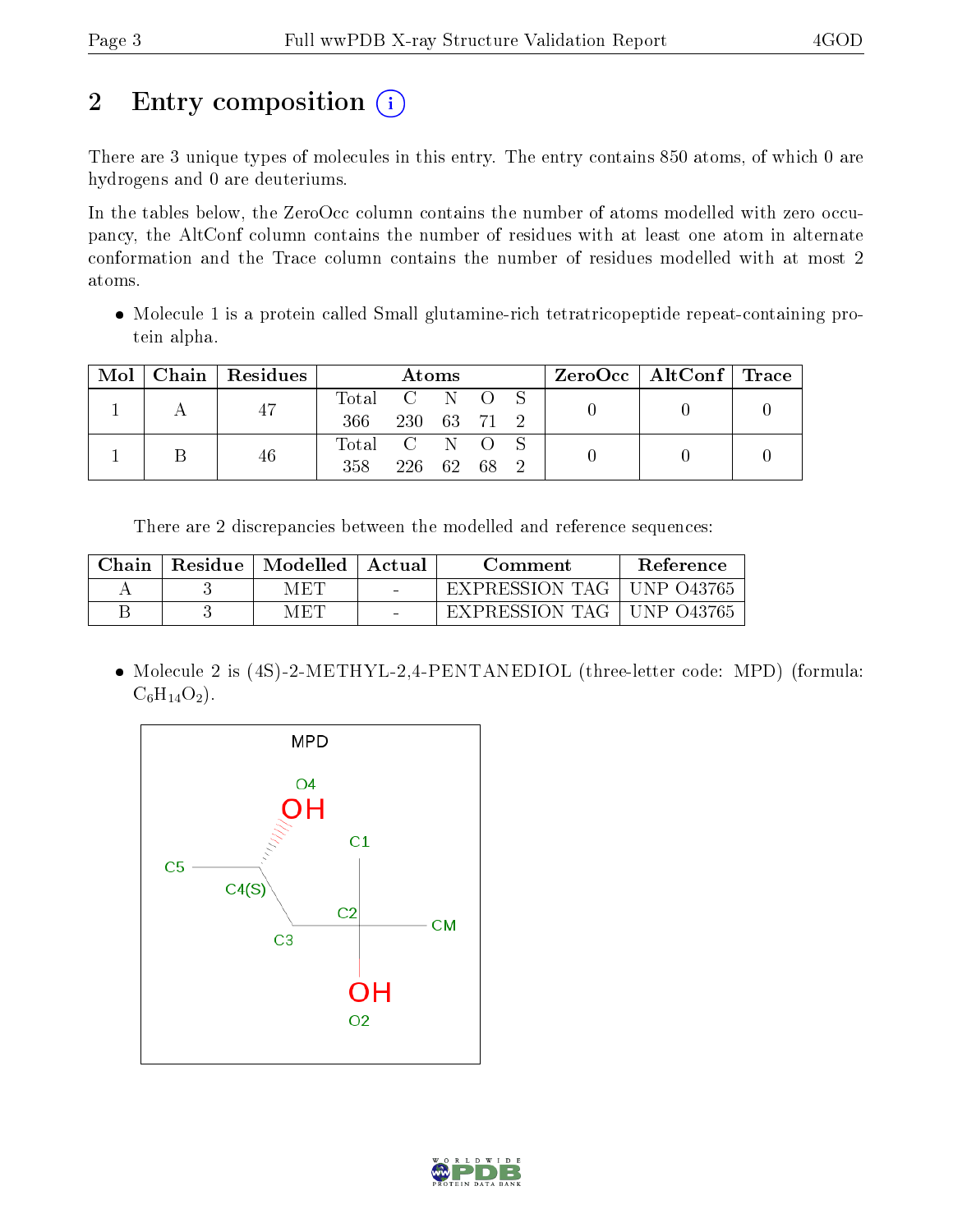## 2 Entry composition

There are 3 unique types of molecules in this entry. The entry contains 850 atoms, of which 0 are hydrogens and 0 are deuteriums.

In the tables below, the ZeroOcc column contains the number of atoms modelled with zero occupancy, the AltConf column contains the number of residues with at least one atom in alternate conformation and the Trace column contains the number of residues modelled with at most 2 atoms.

- Molecule 1 is a protein called Small glutamine-rich tetratricopeptide repeat-containing protein alpha.

| Mol | Chain | Residues | Atoms | | | | | ZeroOcc | AltConf | Trace |
|---|---|---|---|---|---|---|---|---|---|---|
| 1 | A | 47 | Total<br>366 | C<br>230 | N<br>63 | O<br>71 | S<br>2 | 0 | 0 | 0 |
| 1 | B | 46 | Total<br>358 | C<br>226 | N<br>62 | O<br>68 | S<br>2 | 0 | 0 | 0 |

There are 2 discrepancies between the modelled and reference sequences:

| Chain | Residue | Modelled | Actual | Comment | Reference |
|---|---|---|---|---|---|
| A | 3 | MET | - | EXPRESSION TAG | UNP O43765 |
| B | 3 | MET | - | EXPRESSION TAG | UNP O43765 |

- Molecule 2 is (4S)-2-METHYL-2,4-PENTANEDIOL (three-letter code: MPD) (formula: $C_6H_{14}O_2$).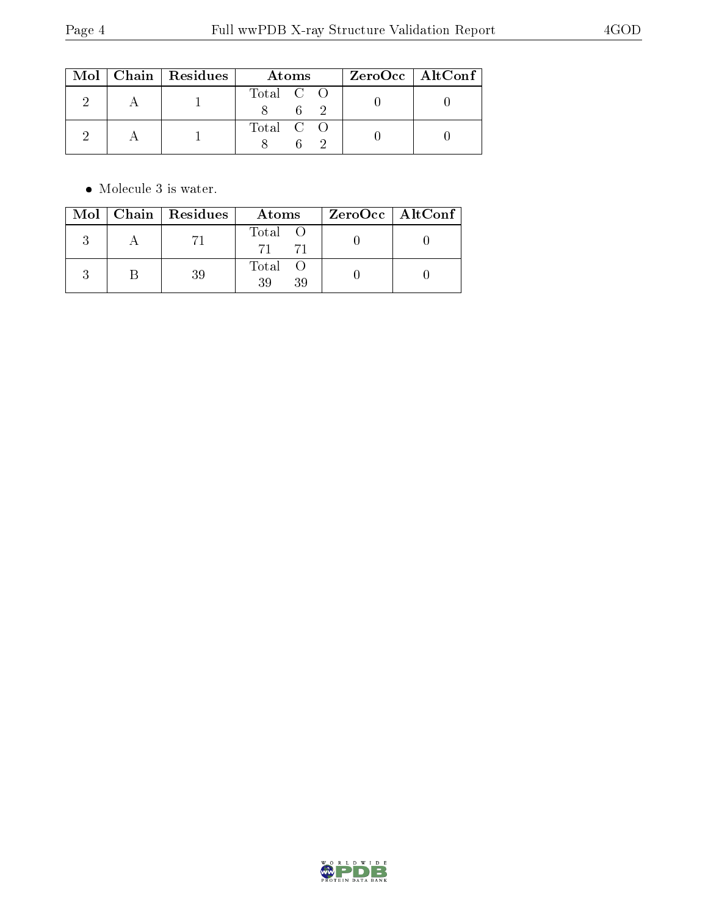| Mol | Chain | Residues | Atoms | | | ZeroOcc | AltConf |
|---|---|---|---|---|---|---|---|
| | | | Total | C | O | | |
| 2 | A | 1 | 8 | 6 | 2 | 0 | 0 |
| 2 | A | 1 | 8 | 6 | 2 | 0 | 0 |

- Molecule 3 is water.

| Mol | Chain | Residues | Atoms | | ZeroOcc | AltConf |
|---|---|---|---|---|---|---|
| | | | Total | O | | |
| 3 | A | 71 | 71 | 71 | 0 | 0 |
| 3 | B | 39 | 39 | 39 | 0 | 0 |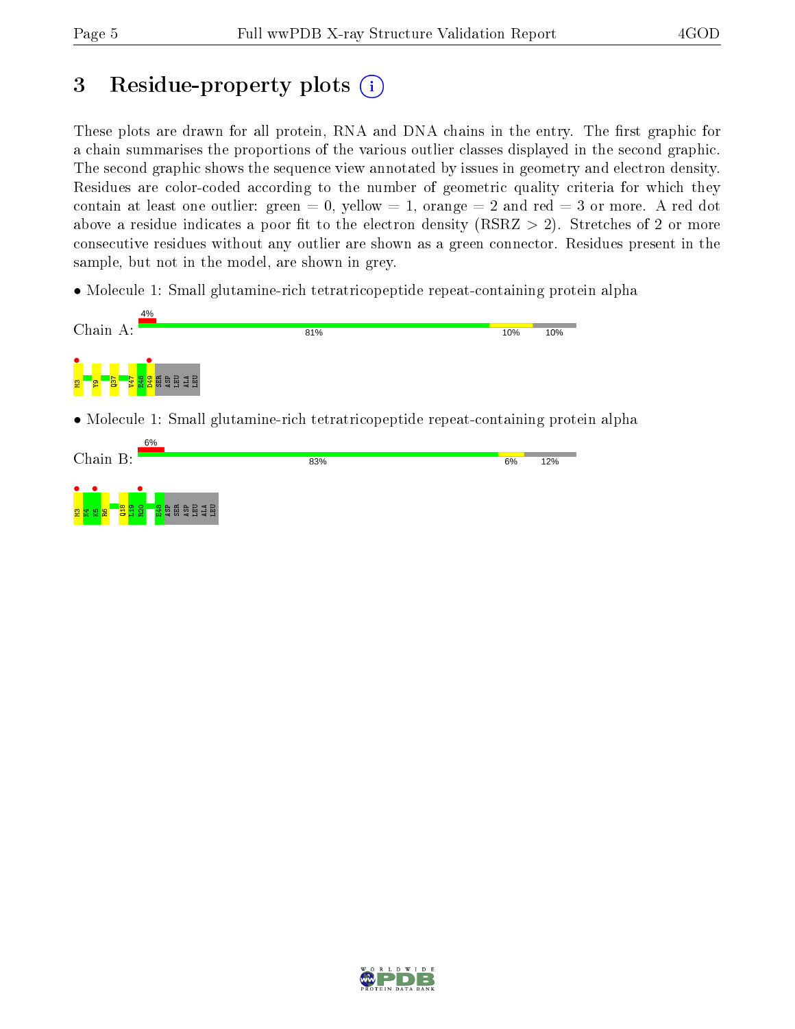# 3 Residue-property plots

These plots are drawn for all protein, RNA and DNA chains in the entry. The first graphic for a chain summarises the proportions of the various outlier classes displayed in the second graphic. The second graphic shows the sequence view annotated by issues in geometry and electron density. Residues are color-coded according to the number of geometric quality criteria for which they contain at least one outlier: green = 0, yellow = 1, orange = 2 and red = 3 or more. A red dot above a residue indicates a poor fit to the electron density (RSRZ > 2). Stretches of 2 or more consecutive residues without any outlier are shown as a green connector. Residues present in the sample, but not in the model, are shown in grey.

- Molecule 1: Small glutamine-rich tetratricopeptide repeat-containing protein alpha

Chain A: 4% | 81% | 10% | 10%

M3 Y9 Q37 V47 E48 D49 SER ASP LEU ALA LEU

- Molecule 1: Small glutamine-rich tetratricopeptide repeat-containing protein alpha

Chain B: 6% | 83% | 6% | 12%

M3 M4 K5 R6 Q18 L19 R20 E48 ASP SER ASP LEU ALA LEU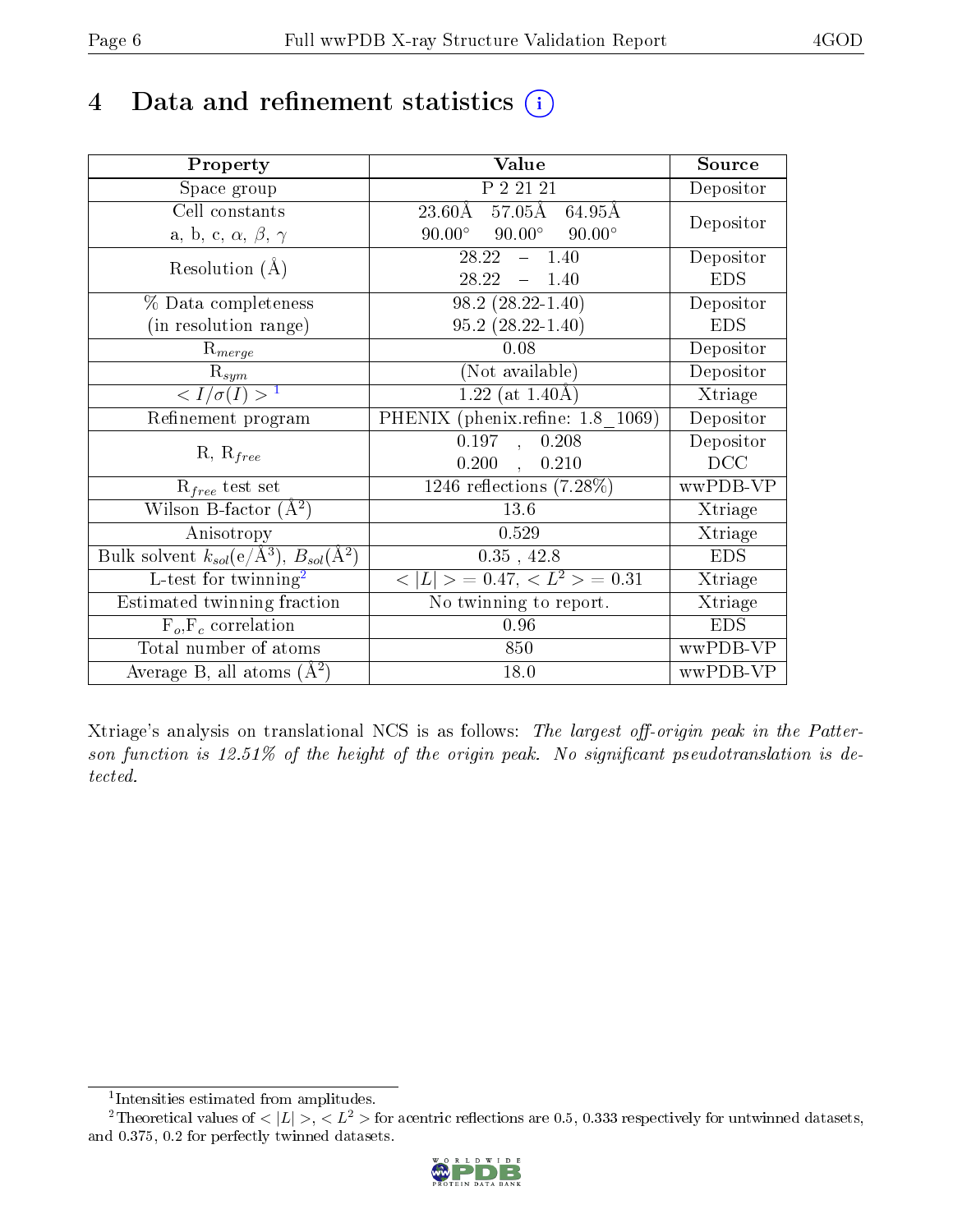# 4 Data and refinement statistics

| Property | Value | Source |
|---|---|---|
| Space group | P 2 21 21 | Depositor |
| Cell constants<br>a, b, c, $\alpha$, $\beta$, $\gamma$ | 23.60Å 57.05Å 64.95Å<br>90.00° 90.00° 90.00° | Depositor |
| Resolution (Å) | 28.22 – 1.40<br>28.22 – 1.40 | Depositor<br>EDS |
| % Data completeness<br>(in resolution range) | 98.2 (28.22-1.40)<br>95.2 (28.22-1.40) | Depositor<br>EDS |
| $R_{merge}$ | 0.08 | Depositor |
| $R_{sym}$ | (Not available) | Depositor |
| $< I/\sigma(I) >$ [1] | 1.22 (at 1.40Å) | Xtriage |
| Refinement program | PHENIX (phenix.refine: 1.8_1069) | Depositor |
| R, $R_{free}$ | 0.197 , 0.208<br>0.200 , 0.210 | Depositor<br>DCC |
| $R_{free}$ test set | 1246 reflections (7.28%) | wwPDB-VP |
| Wilson B-factor (Å$^2$) | 13.6 | Xtriage |
| Anisotropy | 0.529 | Xtriage |
| Bulk solvent $k_{sol}$(e/Å$^3$), $B_{sol}$(Å$^2$) | 0.35 , 42.8 | EDS |
| L-test for twinning[2] | $< \lvert L \rvert >$ = 0.47, $< L^2 >$ = 0.31 | Xtriage |
| Estimated twinning fraction | No twinning to report. | Xtriage |
| $F_o$,$F_c$ correlation | 0.96 | EDS |
| Total number of atoms | 850 | wwPDB-VP |
| Average B, all atoms (Å$^2$) | 18.0 | wwPDB-VP |

Xtriage's analysis on translational NCS is as follows: *The largest off-origin peak in the Patterson function is 12.51% of the height of the origin peak. No significant pseudotranslation is detected.*

[1] Intensities estimated from amplitudes.

[2] Theoretical values of $< \lvert L \rvert >$, $< L^2 >$ for acentric reflections are 0.5, 0.333 respectively for untwinned datasets, and 0.375, 0.2 for perfectly twinned datasets.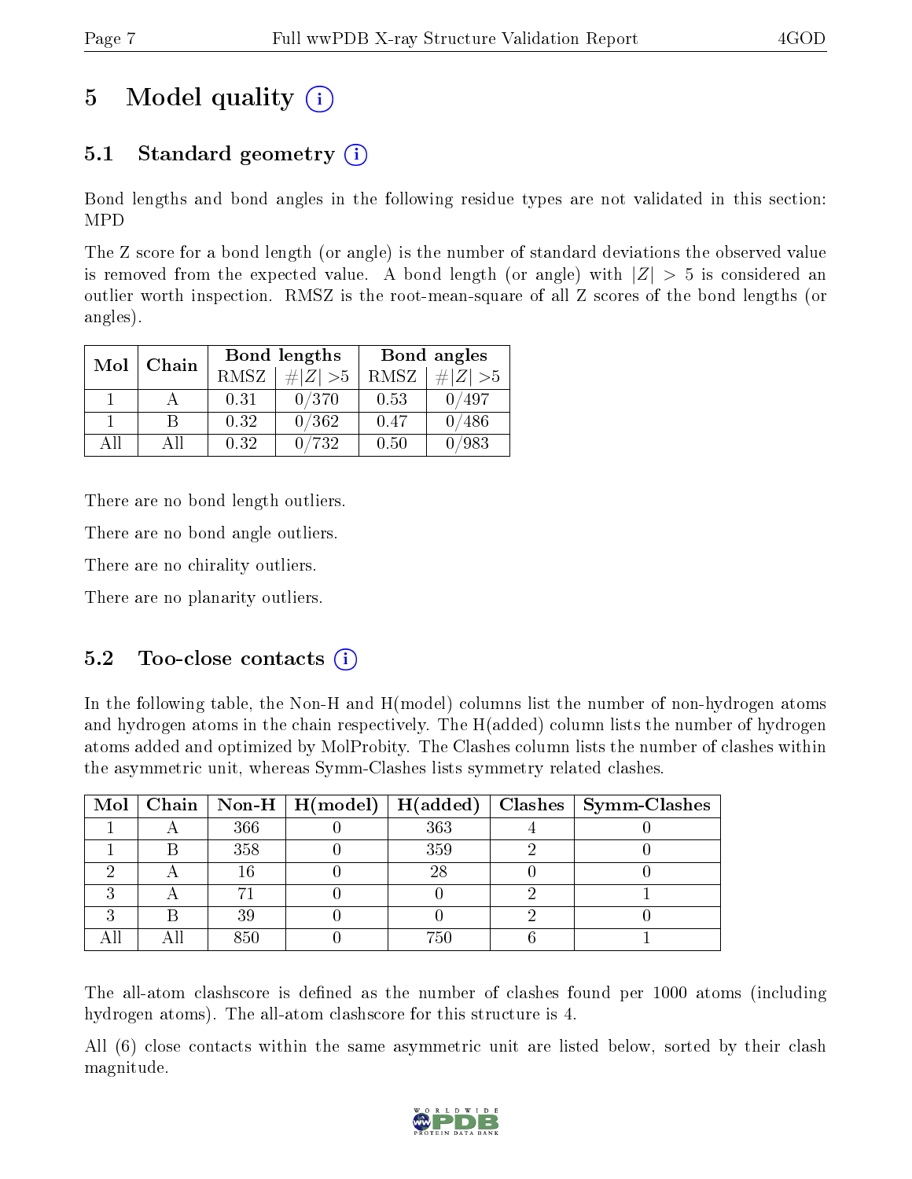# 5 Model quality (i)

## 5.1 Standard geometry (i)

Bond lengths and bond angles in the following residue types are not validated in this section: MPD

The Z score for a bond length (or angle) is the number of standard deviations the observed value is removed from the expected value. A bond length (or angle) with $|Z| > 5$ is considered an outlier worth inspection. RMSZ is the root-mean-square of all Z scores of the bond lengths (or angles).

| Mol | Chain | Bond lengths | | Bond angles | |
|---|---|---|---|---|---|
| | | RMSZ | $\#\|Z\| > 5$ | RMSZ | $\#\|Z\| > 5$ |
| 1 | A | 0.31 | 0/370 | 0.53 | 0/497 |
| 1 | B | 0.32 | 0/362 | 0.47 | 0/486 |
| All | All | 0.32 | 0/732 | 0.50 | 0/983 |

There are no bond length outliers.

There are no bond angle outliers.

There are no chirality outliers.

There are no planarity outliers.

## 5.2 Too-close contacts (i)

In the following table, the Non-H and H(model) columns list the number of non-hydrogen atoms and hydrogen atoms in the chain respectively. The H(added) column lists the number of hydrogen atoms added and optimized by MolProbity. The Clashes column lists the number of clashes within the asymmetric unit, whereas Symm-Clashes lists symmetry related clashes.

| Mol | Chain | Non-H | H(model) | H(added) | Clashes | Symm-Clashes |
|---|---|---|---|---|---|---|
| 1 | A | 366 | 0 | 363 | 4 | 0 |
| 1 | B | 358 | 0 | 359 | 2 | 0 |
| 2 | A | 16 | 0 | 28 | 0 | 0 |
| 3 | A | 71 | 0 | 0 | 2 | 1 |
| 3 | B | 39 | 0 | 0 | 2 | 0 |
| All | All | 850 | 0 | 750 | 6 | 1 |

The all-atom clashscore is defined as the number of clashes found per 1000 atoms (including hydrogen atoms). The all-atom clashscore for this structure is 4.

All (6) close contacts within the same asymmetric unit are listed below, sorted by their clash magnitude.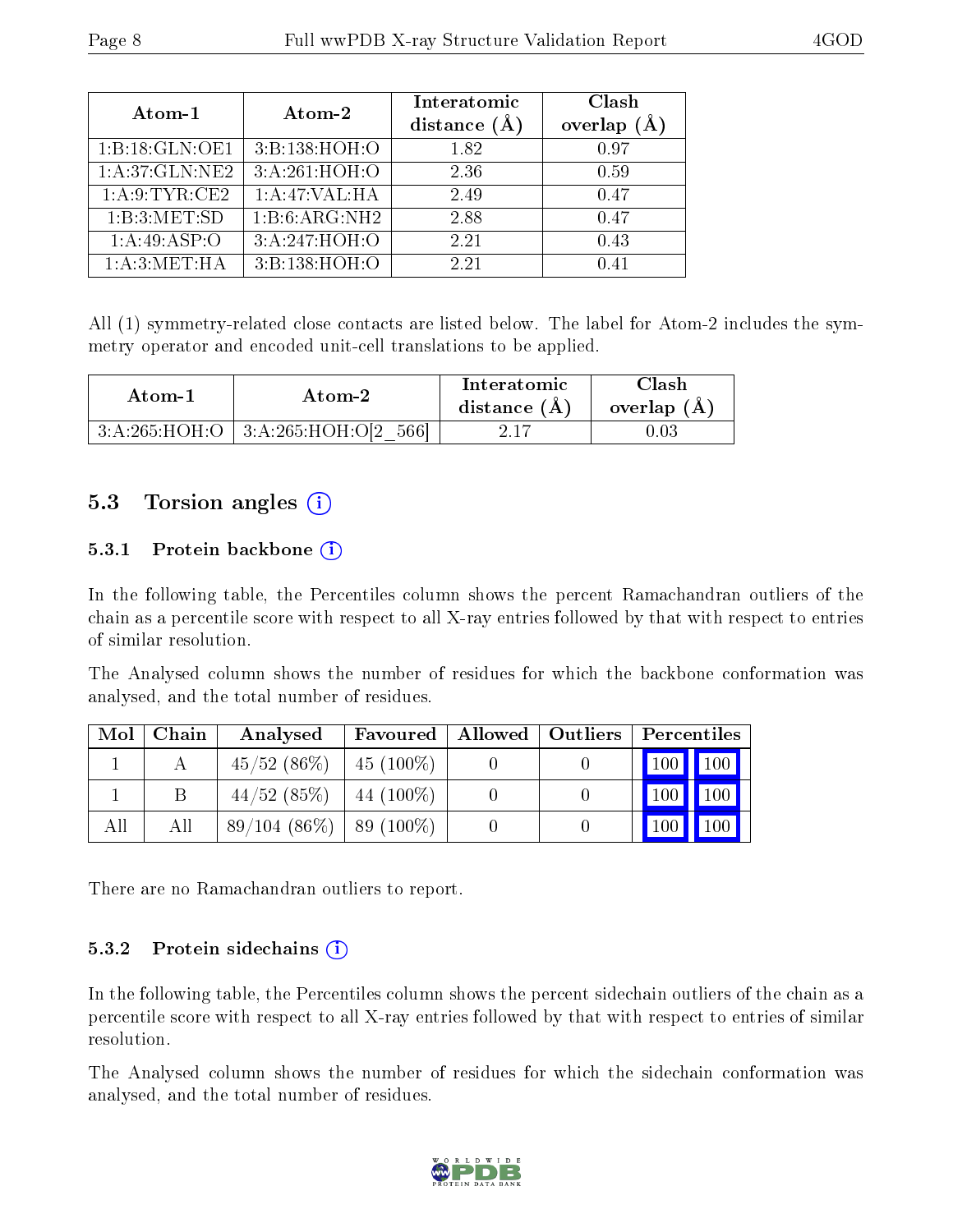| Atom-1 | Atom-2 | Interatomic distance (Å) | Clash overlap (Å) |
|---|---|---|---|
| 1:B:18:GLN:OE1 | 3:B:138:HOH:O | 1.82 | 0.97 |
| 1:A:37:GLN:NE2 | 3:A:261:HOH:O | 2.36 | 0.59 |
| 1:A:9:TYR:CE2 | 1:A:47:VAL:HA | 2.49 | 0.47 |
| 1:B:3:MET:SD | 1:B:6:ARG:NH2 | 2.88 | 0.47 |
| 1:A:49:ASP:O | 3:A:247:HOH:O | 2.21 | 0.43 |
| 1:A:3:MET:HA | 3:B:138:HOH:O | 2.21 | 0.41 |

All (1) symmetry-related close contacts are listed below. The label for Atom-2 includes the symmetry operator and encoded unit-cell translations to be applied.

| Atom-1 | Atom-2 | Interatomic distance (Å) | Clash overlap (Å) |
|---|---|---|---|
| 3:A:265:HOH:O | 3:A:265:HOH:O[2_566] | 2.17 | 0.03 |

## 5.3 Torsion angles

### 5.3.1 Protein backbone

In the following table, the Percentiles column shows the percent Ramachandran outliers of the chain as a percentile score with respect to all X-ray entries followed by that with respect to entries of similar resolution.

The Analysed column shows the number of residues for which the backbone conformation was analysed, and the total number of residues.

| Mol | Chain | Analysed | Favoured | Allowed | Outliers | Percentiles | |
|---|---|---|---|---|---|---|---|
| 1 | A | 45/52 (86%) | 45 (100%) | 0 | 0 | 100 | 100 |
| 1 | B | 44/52 (85%) | 44 (100%) | 0 | 0 | 100 | 100 |
| All | All | 89/104 (86%) | 89 (100%) | 0 | 0 | 100 | 100 |

There are no Ramachandran outliers to report.

### 5.3.2 Protein sidechains

In the following table, the Percentiles column shows the percent sidechain outliers of the chain as a percentile score with respect to all X-ray entries followed by that with respect to entries of similar resolution.

The Analysed column shows the number of residues for which the sidechain conformation was analysed, and the total number of residues.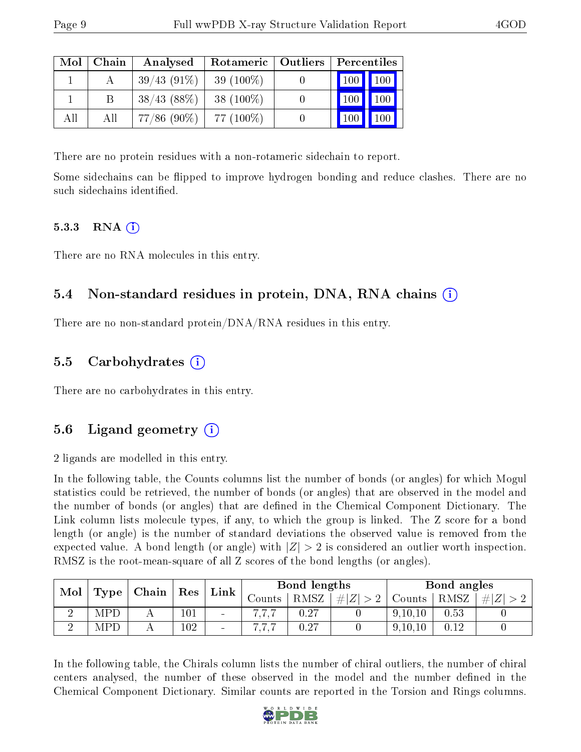| Mol | Chain | Analysed | Rotameric | Outliers | Percentiles | |
|---|---|---|---|---|---|---|
| 1 | A | 39/43 (91%) | 39 (100%) | 0 | 100 | 100 |
| 1 | B | 38/43 (88%) | 38 (100%) | 0 | 100 | 100 |
| All | All | 77/86 (90%) | 77 (100%) | 0 | 100 | 100 |

There are no protein residues with a non-rotameric sidechain to report.

Some sidechains can be flipped to improve hydrogen bonding and reduce clashes. There are no such sidechains identified.

#### 5.3.3 RNA (i)

There are no RNA molecules in this entry.

### 5.4 Non-standard residues in protein, DNA, RNA chains (i)

There are no non-standard protein/DNA/RNA residues in this entry.

### 5.5 Carbohydrates (i)

There are no carbohydrates in this entry.

### 5.6 Ligand geometry (i)

2 ligands are modelled in this entry.

In the following table, the Counts columns list the number of bonds (or angles) for which Mogul statistics could be retrieved, the number of bonds (or angles) that are observed in the model and the number of bonds (or angles) that are defined in the Chemical Component Dictionary. The Link column lists molecule types, if any, to which the group is linked. The Z score for a bond length (or angle) is the number of standard deviations the observed value is removed from the expected value. A bond length (or angle) with $|Z| > 2$ is considered an outlier worth inspection. RMSZ is the root-mean-square of all Z scores of the bond lengths (or angles).

| Mol | Type | Chain | Res | Link | Bond lengths | | | Bond angles | | |
|---|---|---|---|---|---|---|---|---|---|---|
| | | | | | Counts | RMSZ | $\#\|Z\| > 2$ | Counts | RMSZ | $\#\|Z\| > 2$ |
| 2 | MPD | A | 101 | - | 7,7,7 | 0.27 | 0 | 9,10,10 | 0.53 | 0 |
| 2 | MPD | A | 102 | - | 7,7,7 | 0.27 | 0 | 9,10,10 | 0.12 | 0 |

In the following table, the Chirals column lists the number of chiral outliers, the number of chiral centers analysed, the number of these observed in the model and the number defined in the Chemical Component Dictionary. Similar counts are reported in the Torsion and Rings columns.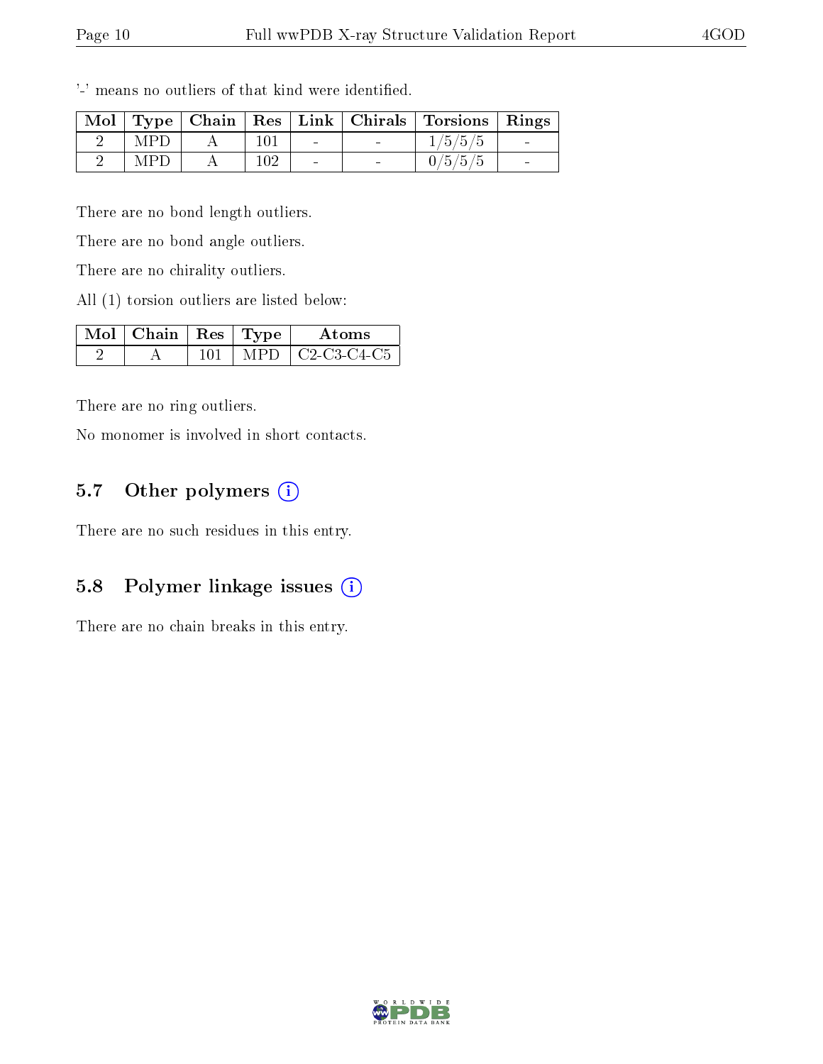'-' means no outliers of that kind were identified.

| Mol | Type | Chain | Res | Link | Chirals | Torsions | Rings |
| --- | --- | --- | --- | --- | --- | --- | --- |
| 2 | MPD | A | 101 | - | - | 1/5/5/5 | - |
| 2 | MPD | A | 102 | - | - | 0/5/5/5 | - |

There are no bond length outliers.

There are no bond angle outliers.

There are no chirality outliers.

All (1) torsion outliers are listed below:

| Mol | Chain | Res | Type | Atoms |
| --- | --- | --- | --- | --- |
| 2 | A | 101 | MPD | C2-C3-C4-C5 |

There are no ring outliers.

No monomer is involved in short contacts.

### 5.7 Other polymers (i)

There are no such residues in this entry.

### 5.8 Polymer linkage issues (i)

There are no chain breaks in this entry.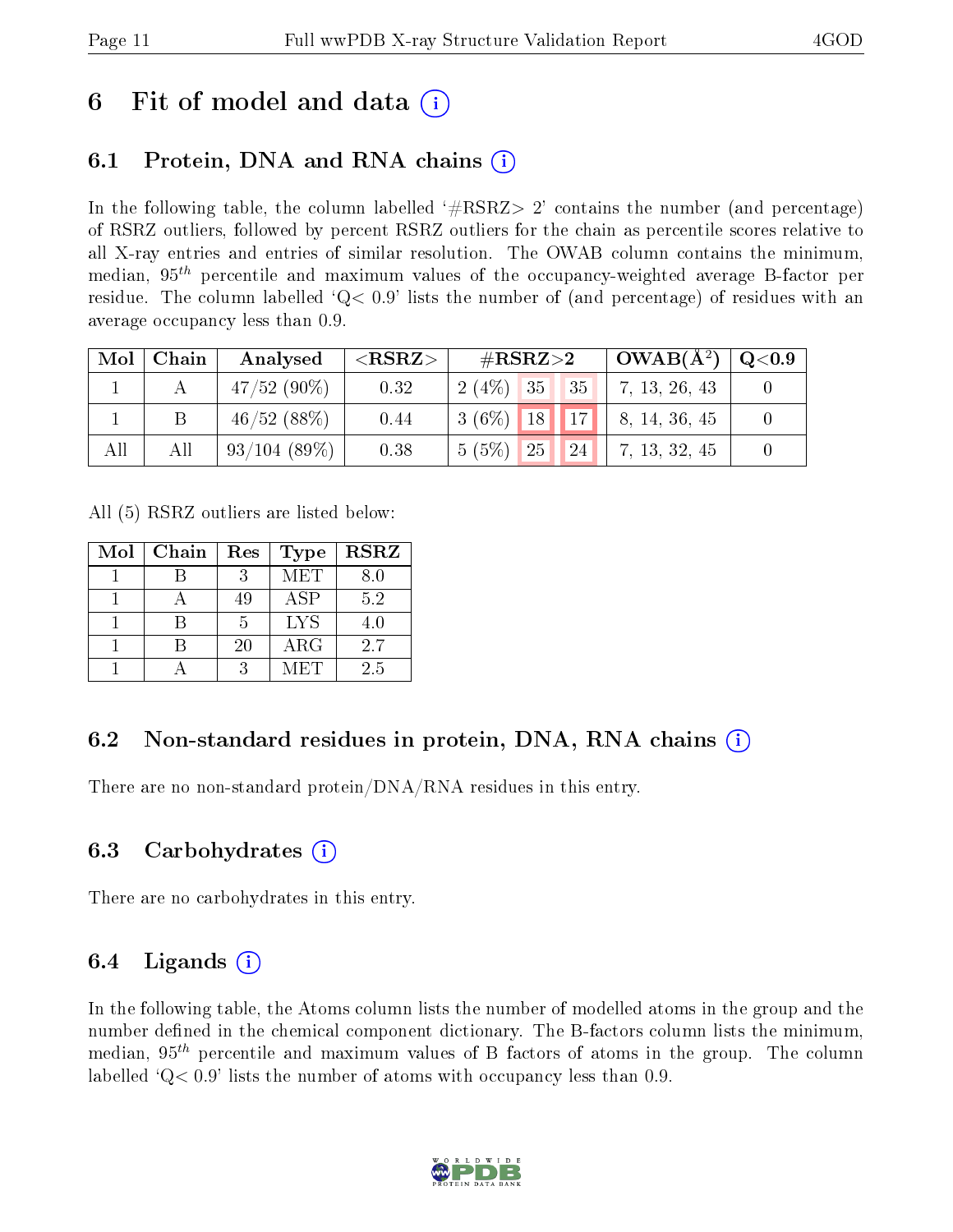# 6 Fit of model and data (i)

## 6.1 Protein, DNA and RNA chains (i)

In the following table, the column labelled '#RSRZ> 2' contains the number (and percentage) of RSRZ outliers, followed by percent RSRZ outliers for the chain as percentile scores relative to all X-ray entries and entries of similar resolution. The OWAB column contains the minimum, median, $95^{th}$ percentile and maximum values of the occupancy-weighted average B-factor per residue. The column labelled 'Q< 0.9' lists the number of (and percentage) of residues with an average occupancy less than 0.9.

| Mol | Chain | Analysed | <RSRZ> | #RSRZ>2 | | | OWAB(Å$^2$) | Q<0.9 |
|---|---|---|---|---|---|---|---|---|
| 1 | A | 47/52 (90%) | 0.32 | 2 (4%) | 35 | 35 | 7, 13, 26, 43 | 0 |
| 1 | B | 46/52 (88%) | 0.44 | 3 (6%) | 18 | 17 | 8, 14, 36, 45 | 0 |
| All | All | 93/104 (89%) | 0.38 | 5 (5%) | 25 | 24 | 7, 13, 32, 45 | 0 |

All (5) RSRZ outliers are listed below:

| Mol | Chain | Res | Type | RSRZ |
|---|---|---|---|---|
| 1 | B | 3 | MET | 8.0 |
| 1 | A | 49 | ASP | 5.2 |
| 1 | B | 5 | LYS | 4.0 |
| 1 | B | 20 | ARG | 2.7 |
| 1 | A | 3 | MET | 2.5 |

## 6.2 Non-standard residues in protein, DNA, RNA chains (i)

There are no non-standard protein/DNA/RNA residues in this entry.

## 6.3 Carbohydrates (i)

There are no carbohydrates in this entry.

## 6.4 Ligands (i)

In the following table, the Atoms column lists the number of modelled atoms in the group and the number defined in the chemical component dictionary. The B-factors column lists the minimum, median, $95^{th}$ percentile and maximum values of B factors of atoms in the group. The column labelled 'Q< 0.9' lists the number of atoms with occupancy less than 0.9.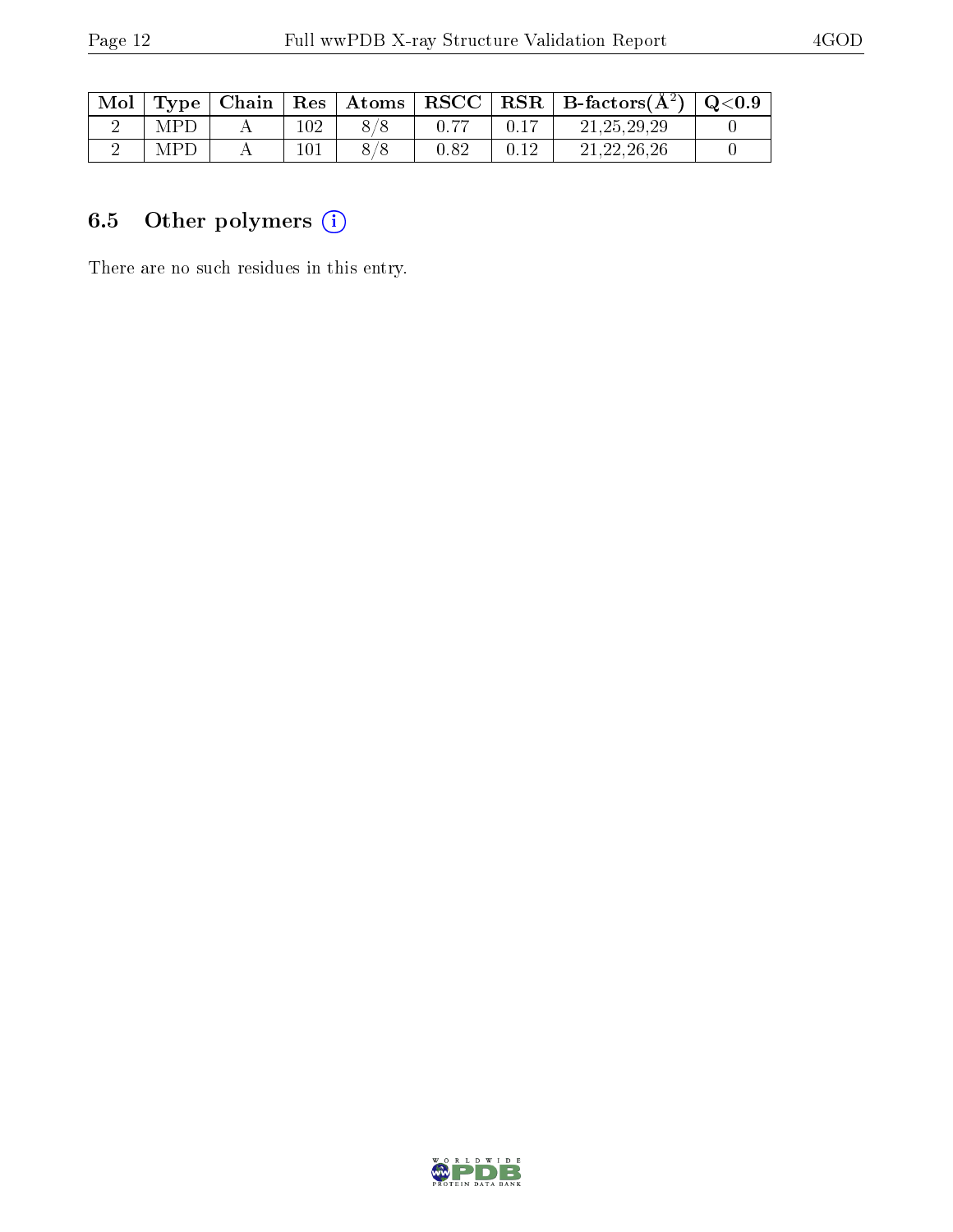| Mol | Type | Chain | Res | Atoms | RSCC | RSR | B-factors($Å^2$) | Q<0.9 |
|---|---|---|---|---|---|---|---|---|
| 2 | MPD | A | 102 | 8/8 | 0.77 | 0.17 | 21,25,29,29 | 0 |
| 2 | MPD | A | 101 | 8/8 | 0.82 | 0.12 | 21,22,26,26 | 0 |

### 6.5 Other polymers (i)

There are no such residues in this entry.